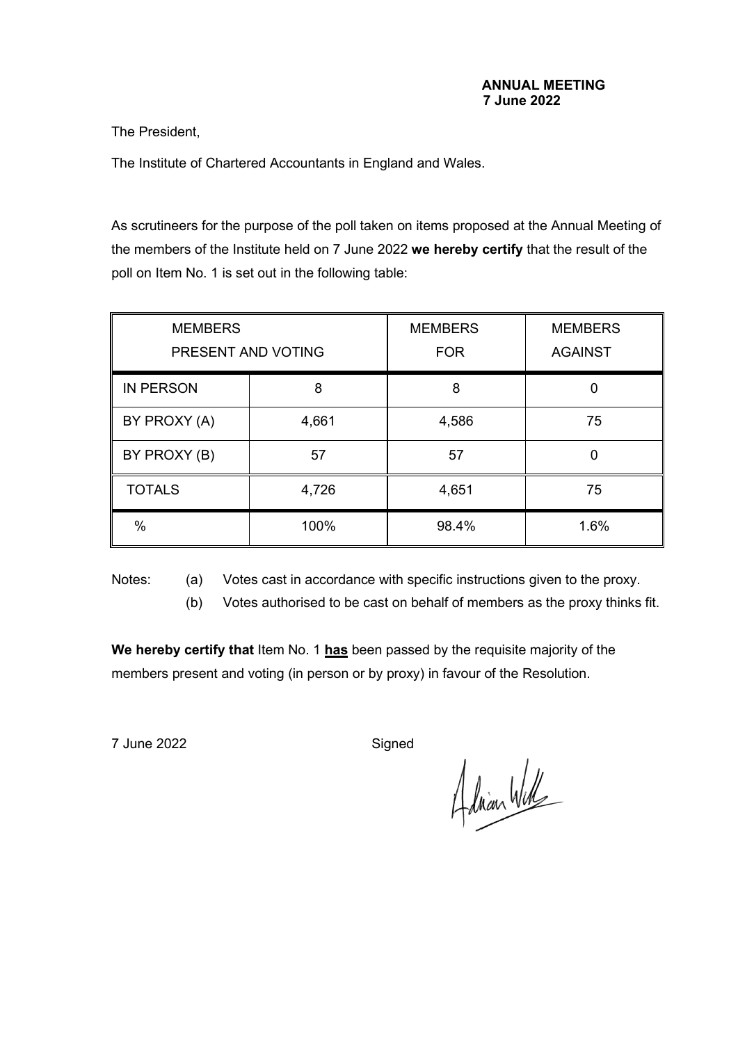**ANNUAL MEETING**
**7 June 2022**

The President,

The Institute of Chartered Accountants in England and Wales.

As scrutineers for the purpose of the poll taken on items proposed at the Annual Meeting of the members of the Institute held on 7 June 2022 **we hereby certify** that the result of the poll on Item No. 1 is set out in the following table:

| MEMBERS PRESENT AND VOTING | | MEMBERS FOR | MEMBERS AGAINST |
|---|---|---|---|
| IN PERSON | 8 | 8 | 0 |
| BY PROXY (A) | 4,661 | 4,586 | 75 |
| BY PROXY (B) | 57 | 57 | 0 |
| TOTALS | 4,726 | 4,651 | 75 |
| % | 100% | 98.4% | 1.6% |

Notes:
(a) Votes cast in accordance with specific instructions given to the proxy.
(b) Votes authorised to be cast on behalf of members as the proxy thinks fit.

**We hereby certify that** Item No. 1 **has** been passed by the requisite majority of the members present and voting (in person or by proxy) in favour of the Resolution.

7 June 2022

Signed

Adrian Wills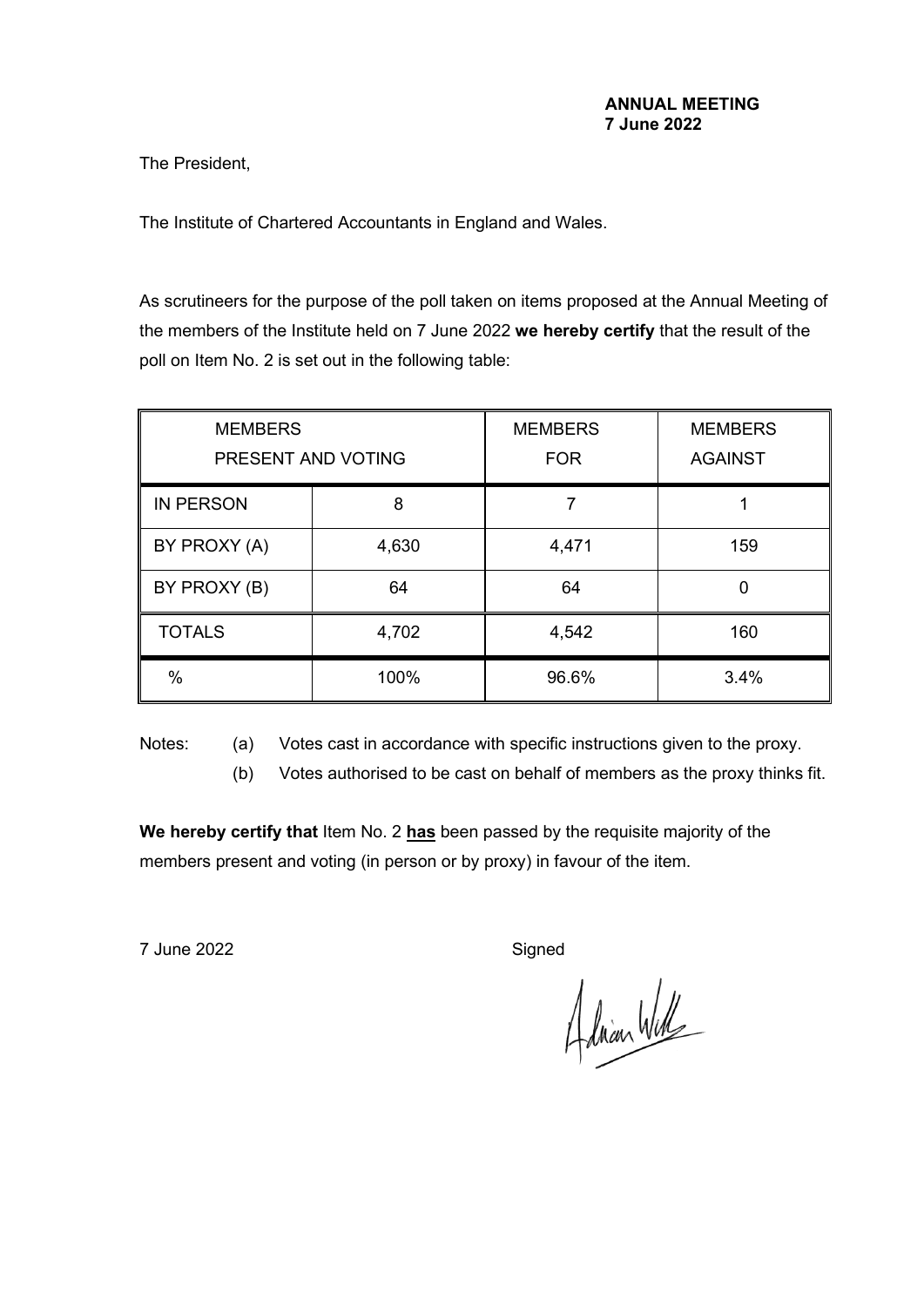**ANNUAL MEETING**
**7 June 2022**

The President,

The Institute of Chartered Accountants in England and Wales.

As scrutineers for the purpose of the poll taken on items proposed at the Annual Meeting of the members of the Institute held on 7 June 2022 **we hereby certify** that the result of the poll on Item No. 2 is set out in the following table:

| MEMBERS PRESENT AND VOTING | | MEMBERS FOR | MEMBERS AGAINST |
|---|---|---|---|
| IN PERSON | 8 | 7 | 1 |
| BY PROXY (A) | 4,630 | 4,471 | 159 |
| BY PROXY (B) | 64 | 64 | 0 |
| TOTALS | 4,702 | 4,542 | 160 |
| % | 100% | 96.6% | 3.4% |

Notes: (a) Votes cast in accordance with specific instructions given to the proxy.

(b) Votes authorised to be cast on behalf of members as the proxy thinks fit.

**We hereby certify that** Item No. 2 **has** been passed by the requisite majority of the members present and voting (in person or by proxy) in favour of the item.

7 June 2022

Signed

Adrian Wild